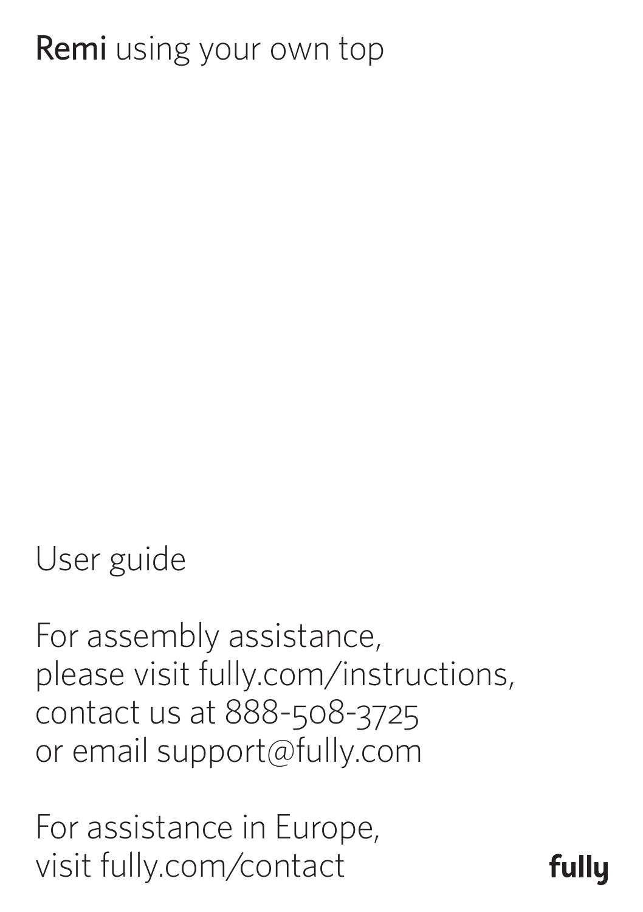# **Remi** using your own top

User guide

For assembly assistance,
please visit fully.com/instructions,
contact us at 888-508-3725
or email support@fully.com

For assistance in Europe,
visit fully.com/contact

fully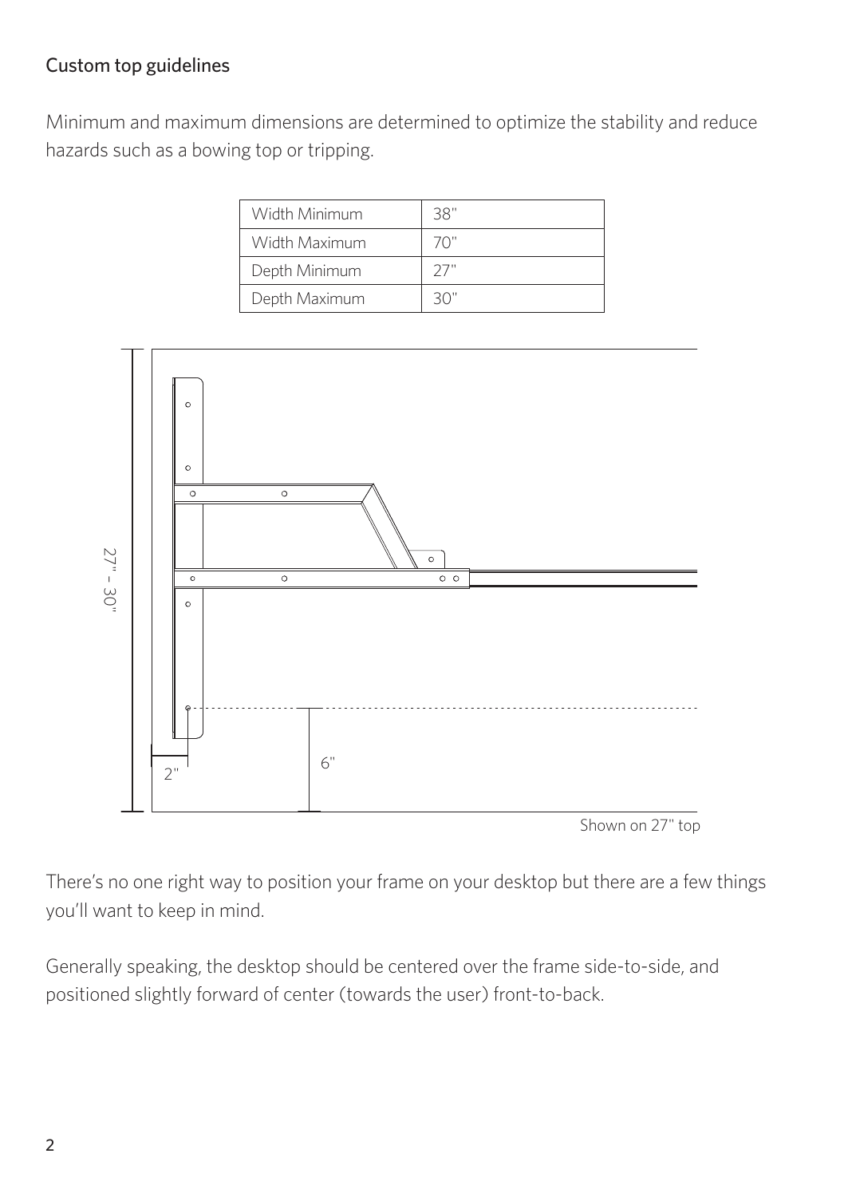## Custom top guidelines

Minimum and maximum dimensions are determined to optimize the stability and reduce hazards such as a bowing top or tripping.

| Width Minimum | 38" |
|---|---|
| Width Maximum | 70" |
| Depth Minimum | 27" |
| Depth Maximum | 30" |

Shown on 27" top

There's no one right way to position your frame on your desktop but there are a few things you'll want to keep in mind.

Generally speaking, the desktop should be centered over the frame side-to-side, and positioned slightly forward of center (towards the user) front-to-back.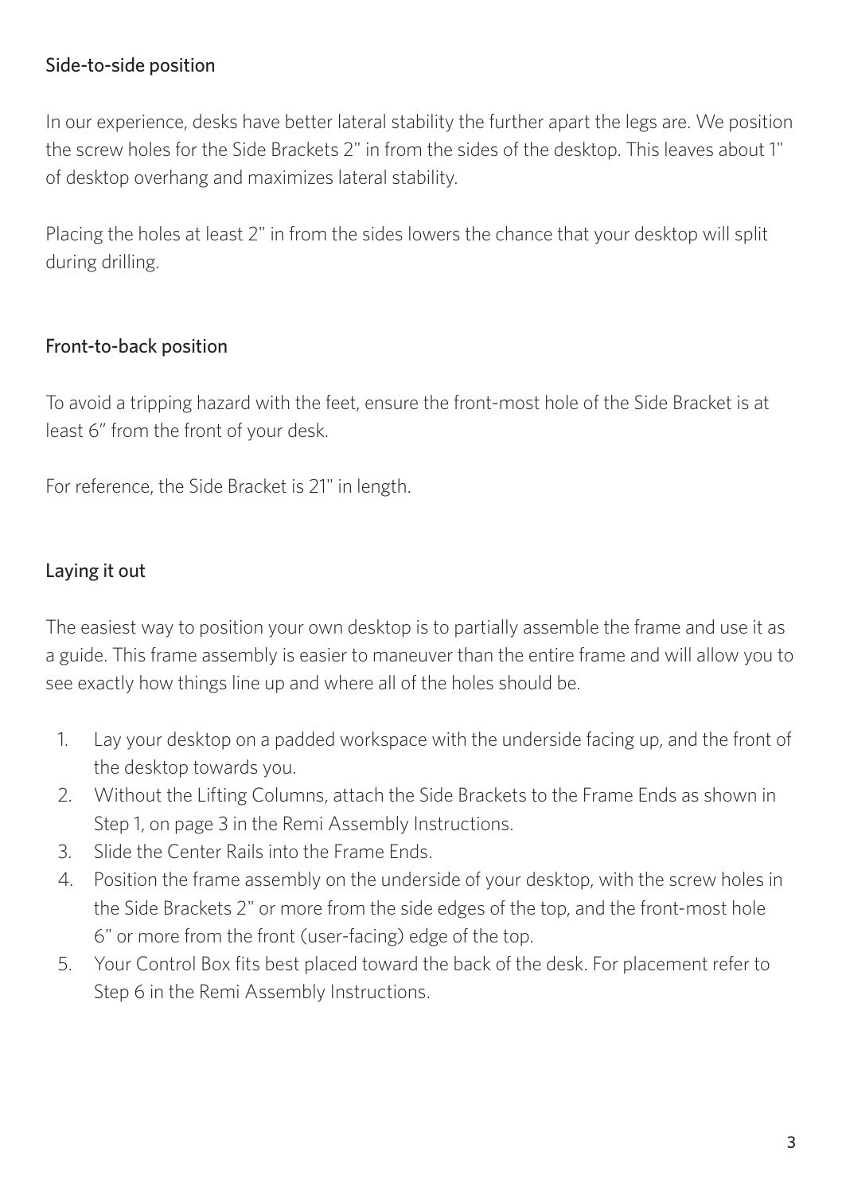## Side-to-side position

In our experience, desks have better lateral stability the further apart the legs are. We position the screw holes for the Side Brackets 2" in from the sides of the desktop. This leaves about 1" of desktop overhang and maximizes lateral stability.

Placing the holes at least 2" in from the sides lowers the chance that your desktop will split during drilling.

## Front-to-back position

To avoid a tripping hazard with the feet, ensure the front-most hole of the Side Bracket is at least 6" from the front of your desk.

For reference, the Side Bracket is 21" in length.

## Laying it out

The easiest way to position your own desktop is to partially assemble the frame and use it as a guide. This frame assembly is easier to maneuver than the entire frame and will allow you to see exactly how things line up and where all of the holes should be.

1. Lay your desktop on a padded workspace with the underside facing up, and the front of the desktop towards you.
2. Without the Lifting Columns, attach the Side Brackets to the Frame Ends as shown in Step 1, on page 3 in the Remi Assembly Instructions.
3. Slide the Center Rails into the Frame Ends.
4. Position the frame assembly on the underside of your desktop, with the screw holes in the Side Brackets 2" or more from the side edges of the top, and the front-most hole 6" or more from the front (user-facing) edge of the top.
5. Your Control Box fits best placed toward the back of the desk. For placement refer to Step 6 in the Remi Assembly Instructions.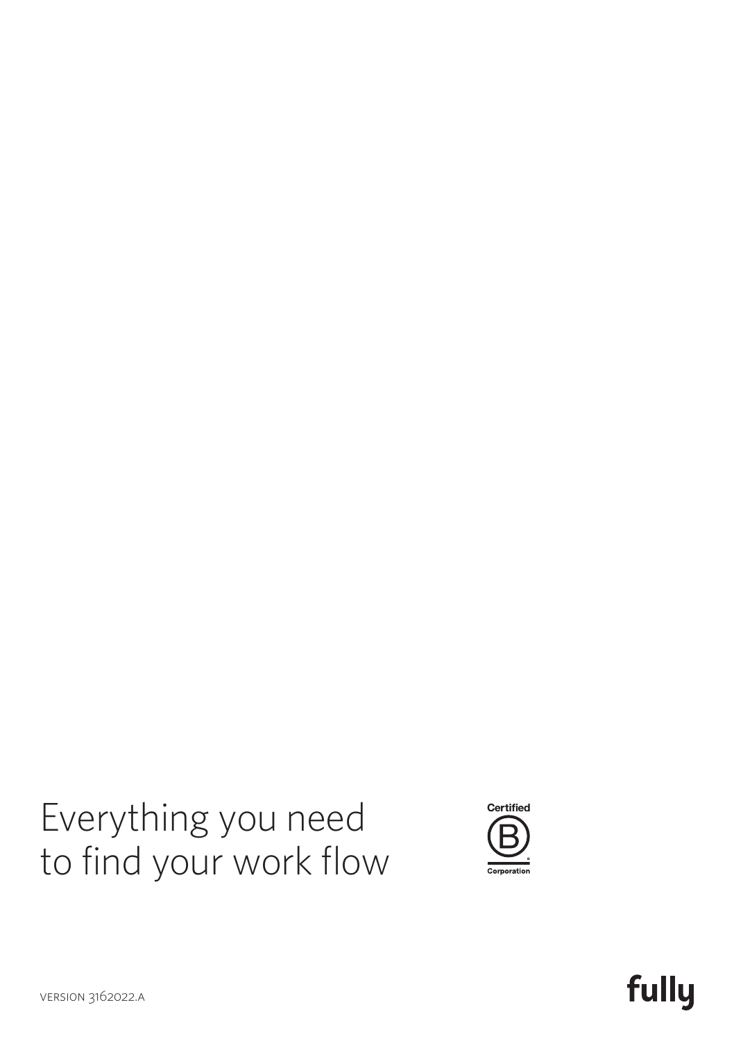Everything you need
to find your work flow

Certified B Corporation

VERSION 3162022.A

fully